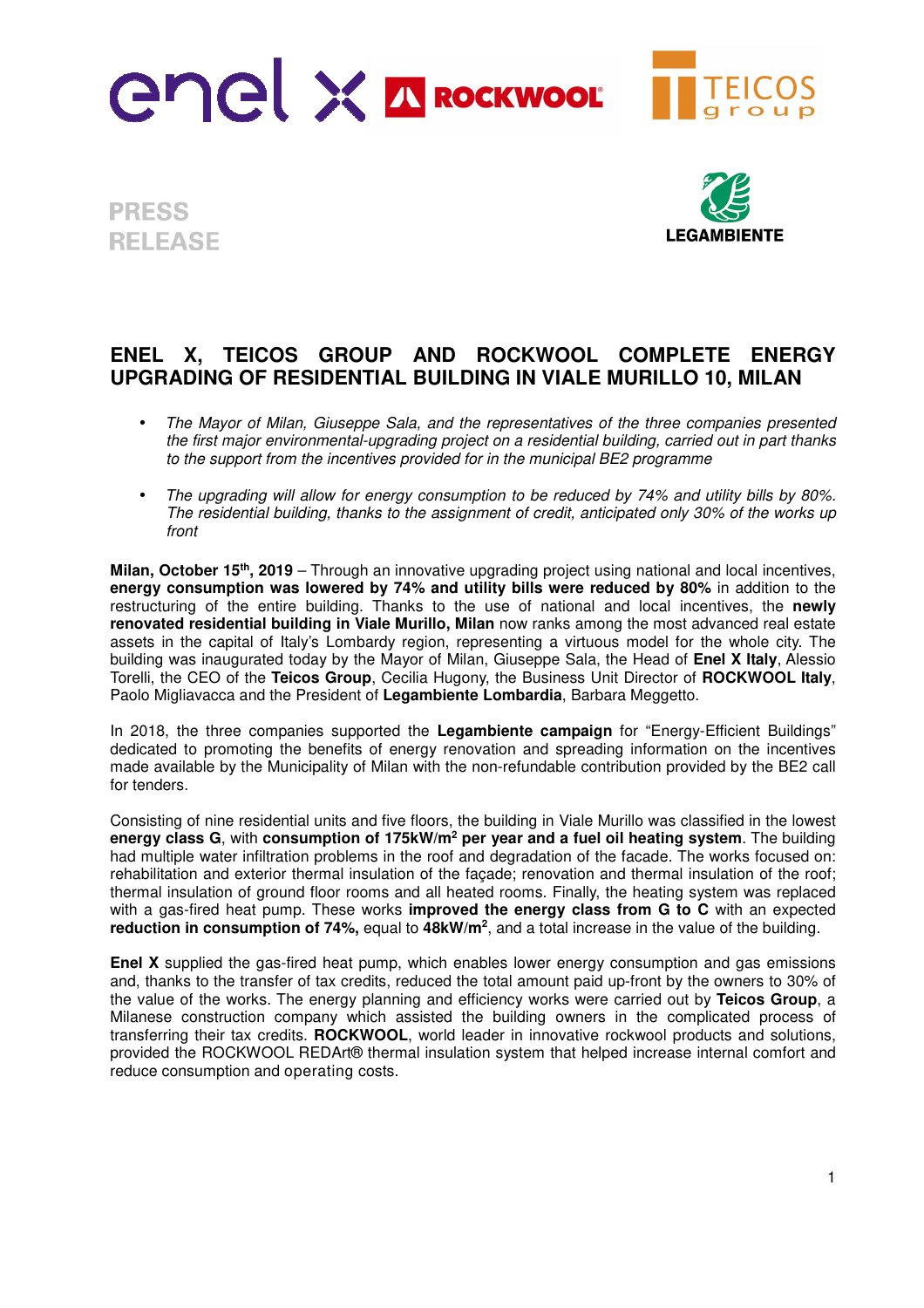PRESS
RELEASE

# ENEL X, TEICOS GROUP AND ROCKWOOL COMPLETE ENERGY UPGRADING OF RESIDENTIAL BUILDING IN VIALE MURILLO 10, MILAN

- *The Mayor of Milan, Giuseppe Sala, and the representatives of the three companies presented the first major environmental-upgrading project on a residential building, carried out in part thanks to the support from the incentives provided for in the municipal BE2 programme*
- *The upgrading will allow for energy consumption to be reduced by 74% and utility bills by 80%. The residential building, thanks to the assignment of credit, anticipated only 30% of the works up front*

**Milan, October 15th, 2019** – Through an innovative upgrading project using national and local incentives, **energy consumption was lowered by 74% and utility bills were reduced by 80%** in addition to the restructuring of the entire building. Thanks to the use of national and local incentives, the **newly renovated residential building in Viale Murillo, Milan** now ranks among the most advanced real estate assets in the capital of Italy's Lombardy region, representing a virtuous model for the whole city. The building was inaugurated today by the Mayor of Milan, Giuseppe Sala, the Head of **Enel X Italy**, Alessio Torelli, the CEO of the **Teicos Group**, Cecilia Hugony, the Business Unit Director of **ROCKWOOL Italy**, Paolo Migliavacca and the President of **Legambiente Lombardia**, Barbara Meggetto.

In 2018, the three companies supported the **Legambiente campaign** for "Energy-Efficient Buildings" dedicated to promoting the benefits of energy renovation and spreading information on the incentives made available by the Municipality of Milan with the non-refundable contribution provided by the BE2 call for tenders.

Consisting of nine residential units and five floors, the building in Viale Murillo was classified in the lowest **energy class G**, with **consumption of 175kW/m$^2$ per year and a fuel oil heating system**. The building had multiple water infiltration problems in the roof and degradation of the facade. The works focused on: rehabilitation and exterior thermal insulation of the façade; renovation and thermal insulation of the roof; thermal insulation of ground floor rooms and all heated rooms. Finally, the heating system was replaced with a gas-fired heat pump. These works **improved the energy class from G to C** with an expected **reduction in consumption of 74%,** equal to **48kW/m$^2$**, and a total increase in the value of the building.

**Enel X** supplied the gas-fired heat pump, which enables lower energy consumption and gas emissions and, thanks to the transfer of tax credits, reduced the total amount paid up-front by the owners to 30% of the value of the works. The energy planning and efficiency works were carried out by **Teicos Group**, a Milanese construction company which assisted the building owners in the complicated process of transferring their tax credits. **ROCKWOOL**, world leader in innovative rockwool products and solutions, provided the ROCKWOOL REDArt® thermal insulation system that helped increase internal comfort and reduce consumption and operating costs.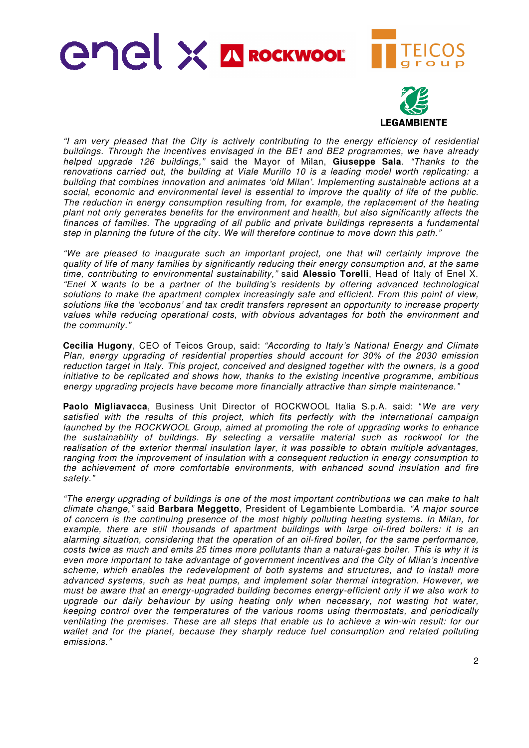*"I am very pleased that the City is actively contributing to the energy efficiency of residential buildings. Through the incentives envisaged in the BE1 and BE2 programmes, we have already helped upgrade 126 buildings,"* said the Mayor of Milan, **Giuseppe Sala**. *"Thanks to the renovations carried out, the building at Viale Murillo 10 is a leading model worth replicating: a building that combines innovation and animates 'old Milan'. Implementing sustainable actions at a social, economic and environmental level is essential to improve the quality of life of the public. The reduction in energy consumption resulting from, for example, the replacement of the heating plant not only generates benefits for the environment and health, but also significantly affects the finances of families. The upgrading of all public and private buildings represents a fundamental step in planning the future of the city. We will therefore continue to move down this path."*

*"We are pleased to inaugurate such an important project, one that will certainly improve the quality of life of many families by significantly reducing their energy consumption and, at the same time, contributing to environmental sustainability,"* said **Alessio Torelli**, Head of Italy of Enel X. *"Enel X wants to be a partner of the building's residents by offering advanced technological solutions to make the apartment complex increasingly safe and efficient. From this point of view, solutions like the 'ecobonus' and tax credit transfers represent an opportunity to increase property values while reducing operational costs, with obvious advantages for both the environment and the community."*

**Cecilia Hugony**, CEO of Teicos Group, said: *"According to Italy's National Energy and Climate Plan, energy upgrading of residential properties should account for 30% of the 2030 emission reduction target in Italy. This project, conceived and designed together with the owners, is a good initiative to be replicated and shows how, thanks to the existing incentive programme, ambitious energy upgrading projects have become more financially attractive than simple maintenance."*

**Paolo Migliavacca**, Business Unit Director of ROCKWOOL Italia S.p.A. said: "*We are very satisfied with the results of this project, which fits perfectly with the international campaign launched by the ROCKWOOL Group, aimed at promoting the role of upgrading works to enhance the sustainability of buildings. By selecting a versatile material such as rockwool for the realisation of the exterior thermal insulation layer, it was possible to obtain multiple advantages, ranging from the improvement of insulation with a consequent reduction in energy consumption to the achievement of more comfortable environments, with enhanced sound insulation and fire safety."*

*"The energy upgrading of buildings is one of the most important contributions we can make to halt climate change,"* said **Barbara Meggetto**, President of Legambiente Lombardia. *"A major source of concern is the continuing presence of the most highly polluting heating systems. In Milan, for example, there are still thousands of apartment buildings with large oil-fired boilers: it is an alarming situation, considering that the operation of an oil-fired boiler, for the same performance, costs twice as much and emits 25 times more pollutants than a natural-gas boiler. This is why it is even more important to take advantage of government incentives and the City of Milan's incentive scheme, which enables the redevelopment of both systems and structures, and to install more advanced systems, such as heat pumps, and implement solar thermal integration. However, we must be aware that an energy-upgraded building becomes energy-efficient only if we also work to upgrade our daily behaviour by using heating only when necessary, not wasting hot water, keeping control over the temperatures of the various rooms using thermostats, and periodically ventilating the premises. These are all steps that enable us to achieve a win-win result: for our wallet and for the planet, because they sharply reduce fuel consumption and related polluting emissions."*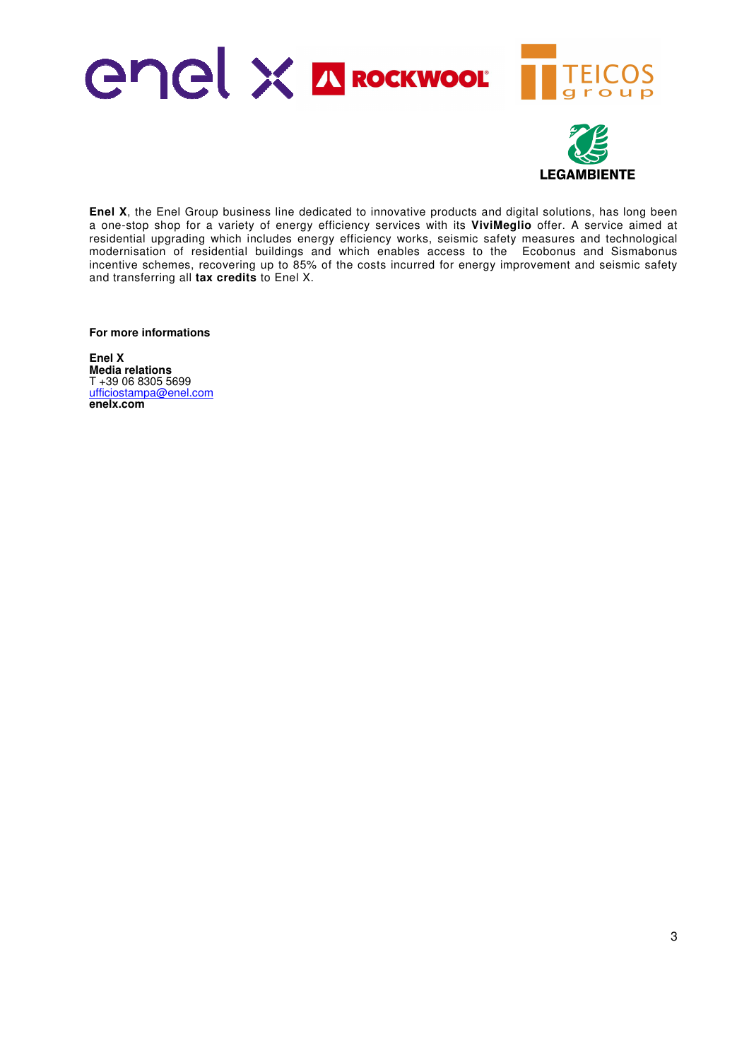**Enel X**, the Enel Group business line dedicated to innovative products and digital solutions, has long been a one-stop shop for a variety of energy efficiency services with its **ViviMeglio** offer. A service aimed at residential upgrading which includes energy efficiency works, seismic safety measures and technological modernisation of residential buildings and which enables access to the Ecobonus and Sismabonus incentive schemes, recovering up to 85% of the costs incurred for energy improvement and seismic safety and transferring all **tax credits** to Enel X.

**For more informations**

**Enel X**
**Media relations**
T +39 06 8305 5699
ufficiostampa@enel.com
**enelx.com**